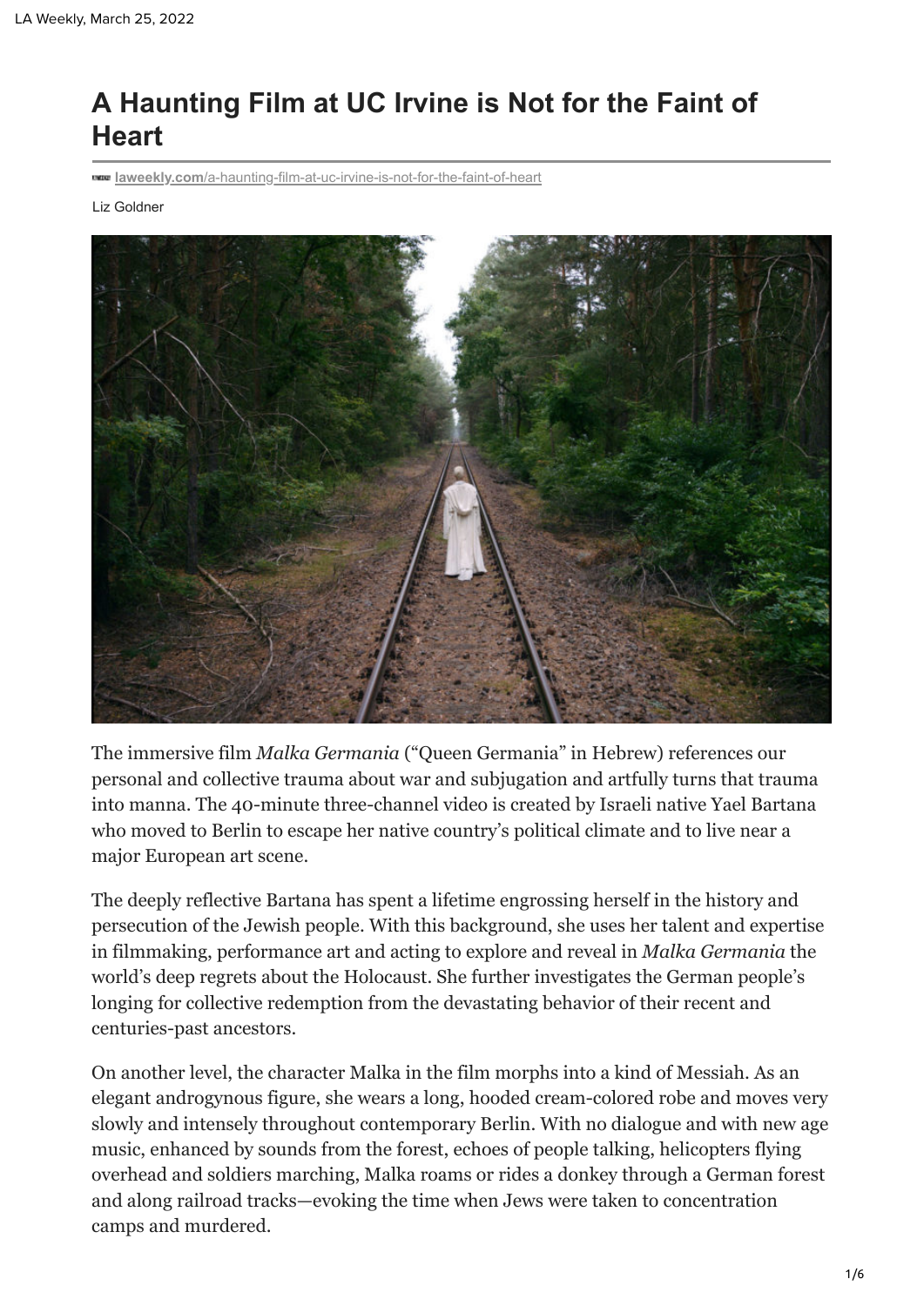# A Haunting Film at UC Irvine is Not for the Faint of Heart

laweekly.com/a-haunting-film-at-uc-irvine-is-not-for-the-faint-of-heart

Liz Goldner

The immersive film *Malka Germania* ("Queen Germania" in Hebrew) references our personal and collective trauma about war and subjugation and artfully turns that trauma into manna. The 40-minute three-channel video is created by Israeli native Yael Bartana who moved to Berlin to escape her native country's political climate and to live near a major European art scene.

The deeply reflective Bartana has spent a lifetime engrossing herself in the history and persecution of the Jewish people. With this background, she uses her talent and expertise in filmmaking, performance art and acting to explore and reveal in *Malka Germania* the world's deep regrets about the Holocaust. She further investigates the German people's longing for collective redemption from the devastating behavior of their recent and centuries-past ancestors.

On another level, the character Malka in the film morphs into a kind of Messiah. As an elegant androgynous figure, she wears a long, hooded cream-colored robe and moves very slowly and intensely throughout contemporary Berlin. With no dialogue and with new age music, enhanced by sounds from the forest, echoes of people talking, helicopters flying overhead and soldiers marching, Malka roams or rides a donkey through a German forest and along railroad tracks—evoking the time when Jews were taken to concentration camps and murdered.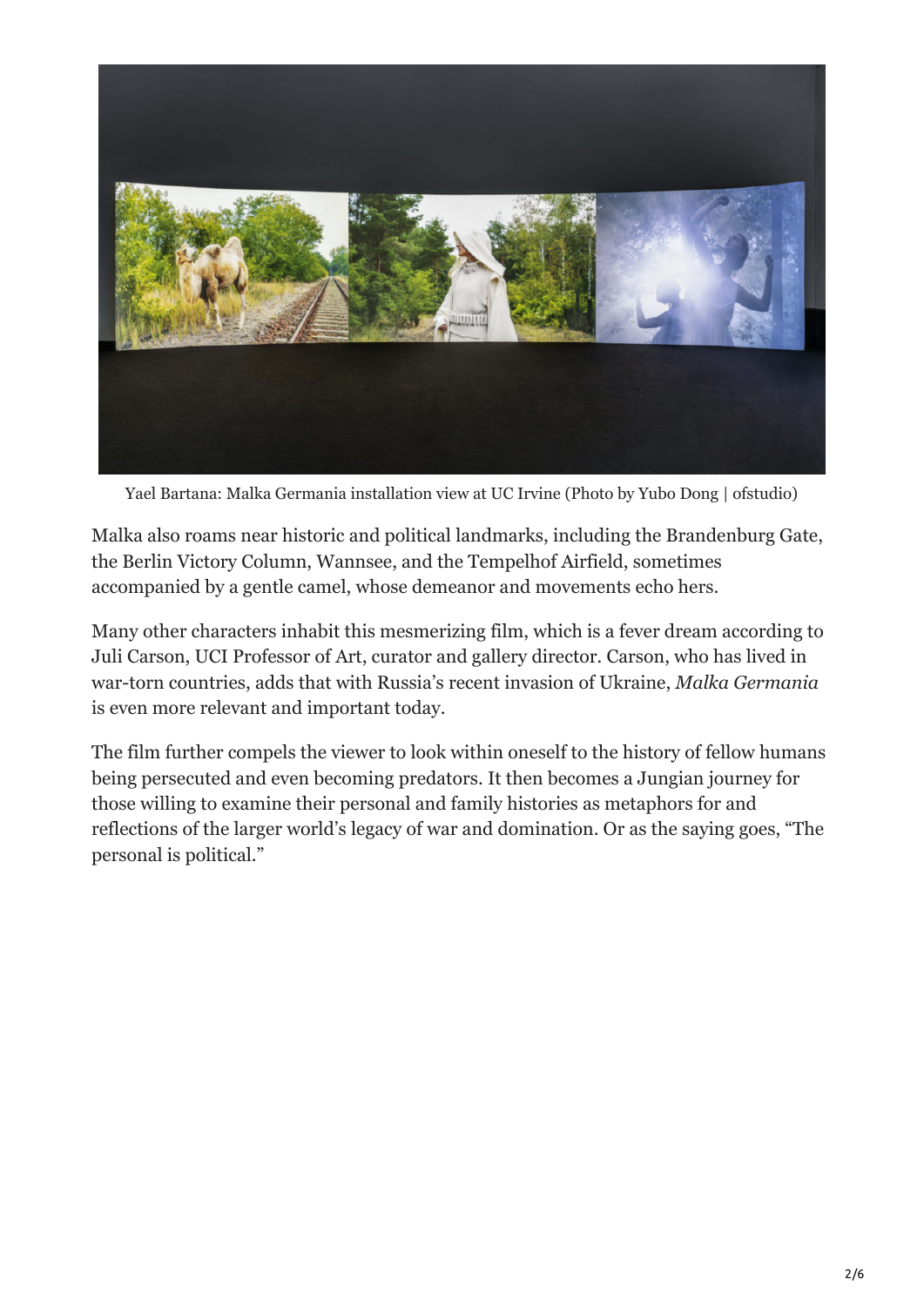Yael Bartana: Malka Germania installation view at UC Irvine (Photo by Yubo Dong | ofstudio)

Malka also roams near historic and political landmarks, including the Brandenburg Gate, the Berlin Victory Column, Wannsee, and the Tempelhof Airfield, sometimes accompanied by a gentle camel, whose demeanor and movements echo hers.

Many other characters inhabit this mesmerizing film, which is a fever dream according to Juli Carson, UCI Professor of Art, curator and gallery director. Carson, who has lived in war-torn countries, adds that with Russia's recent invasion of Ukraine, *Malka Germania* is even more relevant and important today.

The film further compels the viewer to look within oneself to the history of fellow humans being persecuted and even becoming predators. It then becomes a Jungian journey for those willing to examine their personal and family histories as metaphors for and reflections of the larger world's legacy of war and domination. Or as the saying goes, "The personal is political."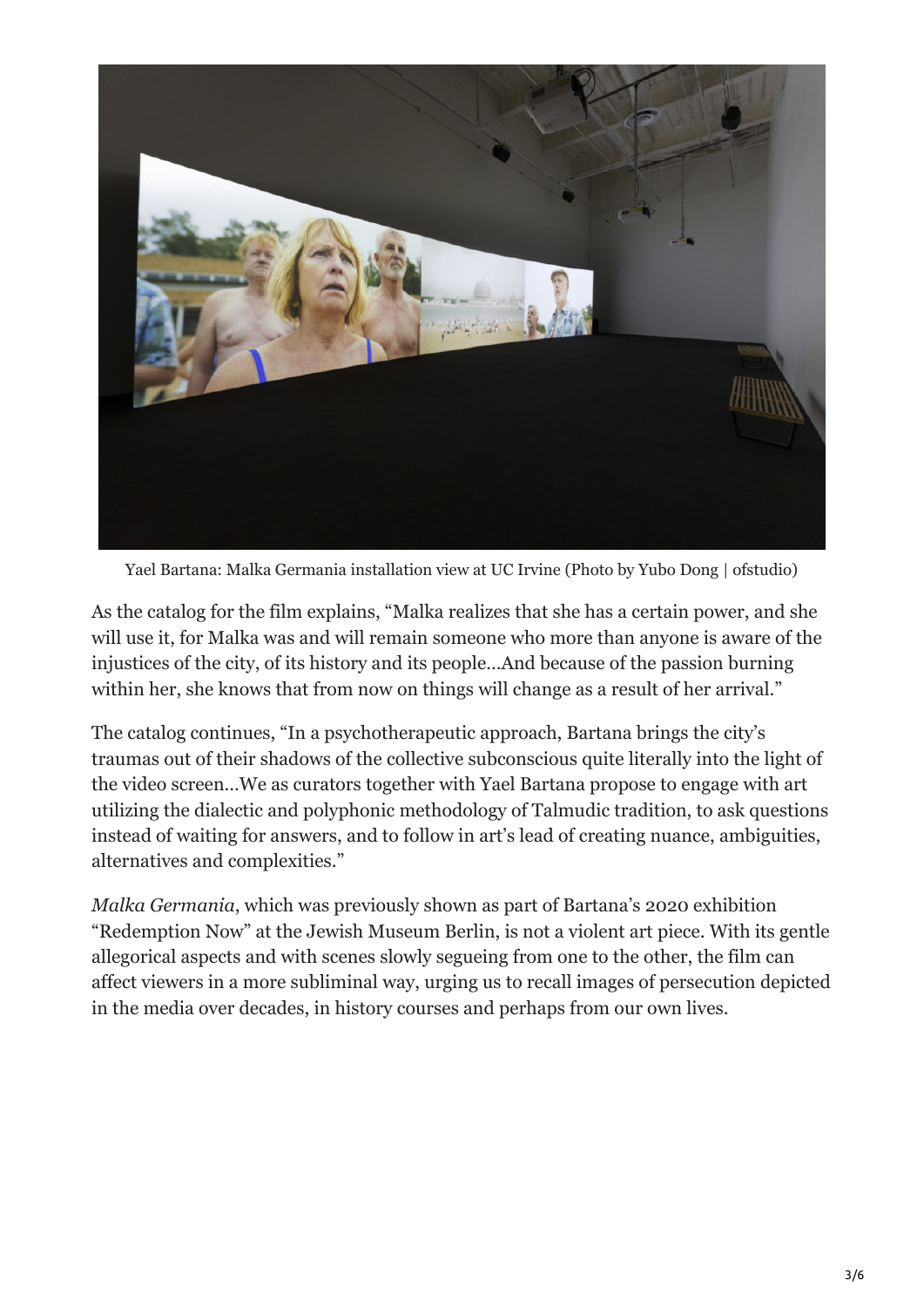Yael Bartana: Malka Germania installation view at UC Irvine (Photo by Yubo Dong | ofstudio)

As the catalog for the film explains, "Malka realizes that she has a certain power, and she will use it, for Malka was and will remain someone who more than anyone is aware of the injustices of the city, of its history and its people…And because of the passion burning within her, she knows that from now on things will change as a result of her arrival."

The catalog continues, "In a psychotherapeutic approach, Bartana brings the city's traumas out of their shadows of the collective subconscious quite literally into the light of the video screen…We as curators together with Yael Bartana propose to engage with art utilizing the dialectic and polyphonic methodology of Talmudic tradition, to ask questions instead of waiting for answers, and to follow in art's lead of creating nuance, ambiguities, alternatives and complexities."

*Malka Germania*, which was previously shown as part of Bartana's 2020 exhibition "Redemption Now" at the Jewish Museum Berlin, is not a violent art piece. With its gentle allegorical aspects and with scenes slowly segueing from one to the other, the film can affect viewers in a more subliminal way, urging us to recall images of persecution depicted in the media over decades, in history courses and perhaps from our own lives.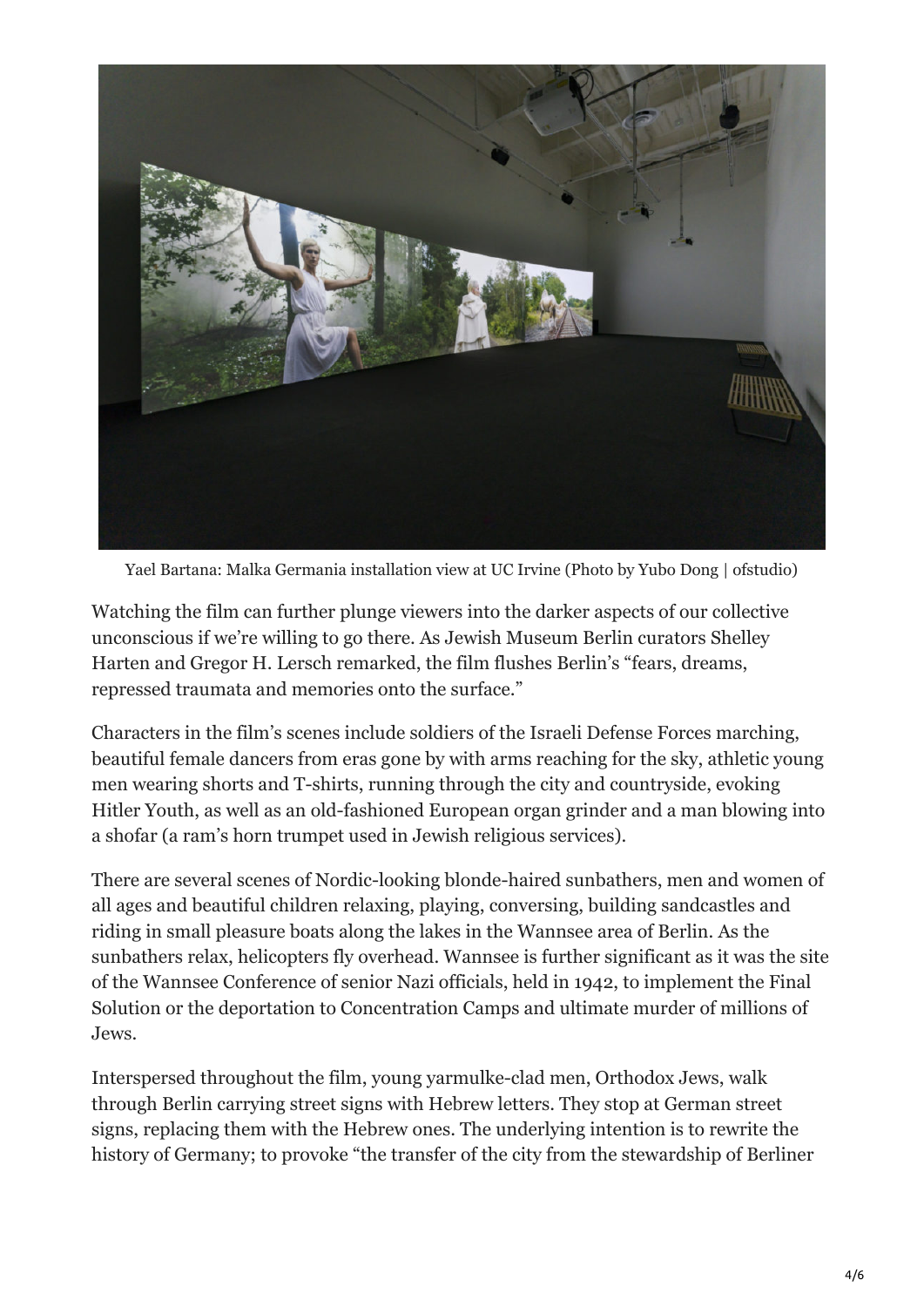Yael Bartana: Malka Germania installation view at UC Irvine (Photo by Yubo Dong | ofstudio)

Watching the film can further plunge viewers into the darker aspects of our collective unconscious if we're willing to go there. As Jewish Museum Berlin curators Shelley Harten and Gregor H. Lersch remarked, the film flushes Berlin's "fears, dreams, repressed traumata and memories onto the surface."

Characters in the film's scenes include soldiers of the Israeli Defense Forces marching, beautiful female dancers from eras gone by with arms reaching for the sky, athletic young men wearing shorts and T-shirts, running through the city and countryside, evoking Hitler Youth, as well as an old-fashioned European organ grinder and a man blowing into a shofar (a ram's horn trumpet used in Jewish religious services).

There are several scenes of Nordic-looking blonde-haired sunbathers, men and women of all ages and beautiful children relaxing, playing, conversing, building sandcastles and riding in small pleasure boats along the lakes in the Wannsee area of Berlin. As the sunbathers relax, helicopters fly overhead. Wannsee is further significant as it was the site of the Wannsee Conference of senior Nazi officials, held in 1942, to implement the Final Solution or the deportation to Concentration Camps and ultimate murder of millions of Jews.

Interspersed throughout the film, young yarmulke-clad men, Orthodox Jews, walk through Berlin carrying street signs with Hebrew letters. They stop at German street signs, replacing them with the Hebrew ones. The underlying intention is to rewrite the history of Germany; to provoke "the transfer of the city from the stewardship of Berliner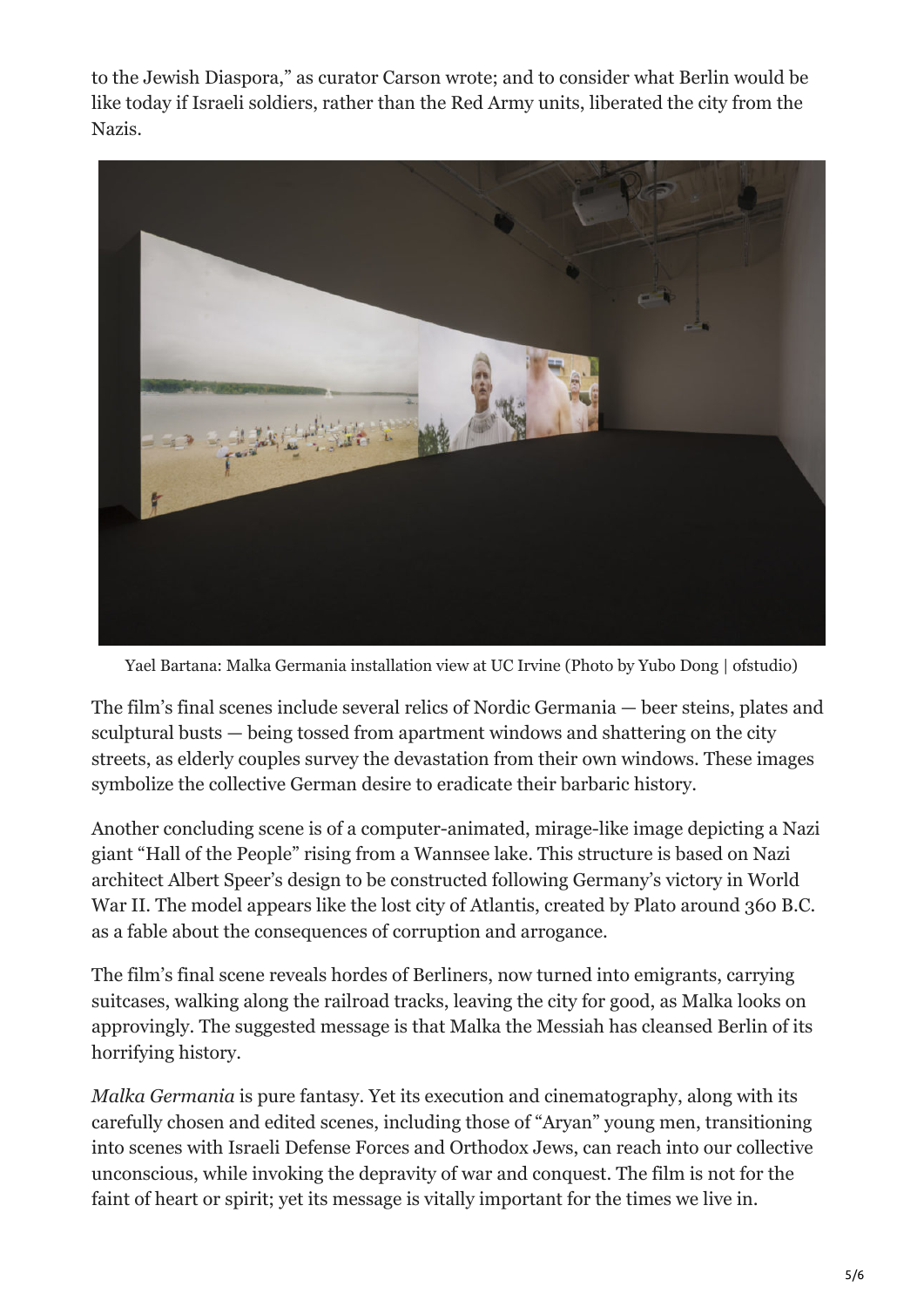to the Jewish Diaspora," as curator Carson wrote; and to consider what Berlin would be like today if Israeli soldiers, rather than the Red Army units, liberated the city from the Nazis.

Yael Bartana: Malka Germania installation view at UC Irvine (Photo by Yubo Dong | ofstudio)

The film's final scenes include several relics of Nordic Germania — beer steins, plates and sculptural busts — being tossed from apartment windows and shattering on the city streets, as elderly couples survey the devastation from their own windows. These images symbolize the collective German desire to eradicate their barbaric history.

Another concluding scene is of a computer-animated, mirage-like image depicting a Nazi giant "Hall of the People" rising from a Wannsee lake. This structure is based on Nazi architect Albert Speer's design to be constructed following Germany's victory in World War II. The model appears like the lost city of Atlantis, created by Plato around 360 B.C. as a fable about the consequences of corruption and arrogance.

The film's final scene reveals hordes of Berliners, now turned into emigrants, carrying suitcases, walking along the railroad tracks, leaving the city for good, as Malka looks on approvingly. The suggested message is that Malka the Messiah has cleansed Berlin of its horrifying history.

*Malka Germania* is pure fantasy. Yet its execution and cinematography, along with its carefully chosen and edited scenes, including those of "Aryan" young men, transitioning into scenes with Israeli Defense Forces and Orthodox Jews, can reach into our collective unconscious, while invoking the depravity of war and conquest. The film is not for the faint of heart or spirit; yet its message is vitally important for the times we live in.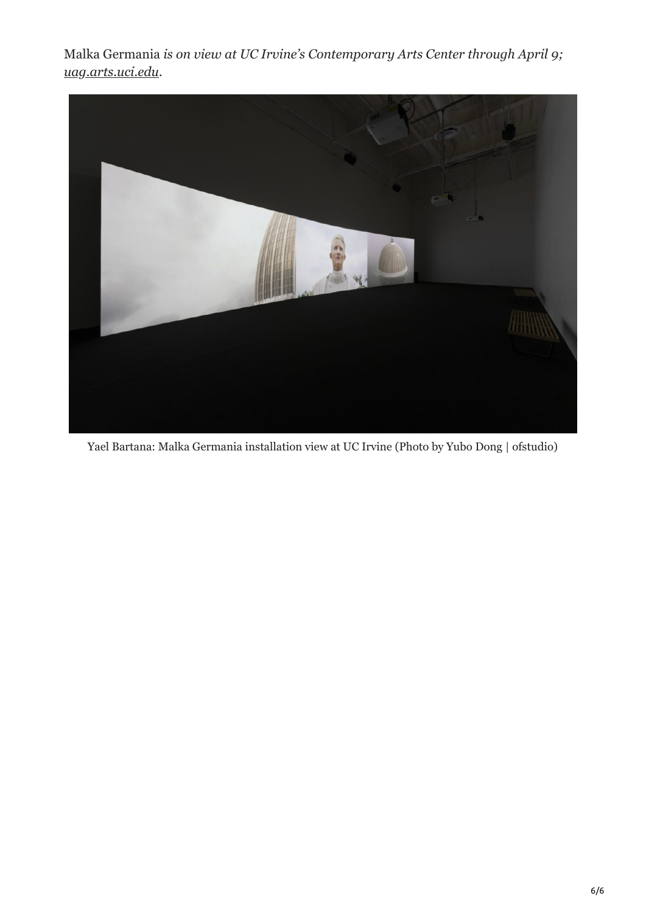Malka Germania *is on view at UC Irvine's Contemporary Arts Center through April 9; [uag.arts.uci.edu](uag.arts.uci.edu).*

Yael Bartana: Malka Germania installation view at UC Irvine (Photo by Yubo Dong | ofstudio)